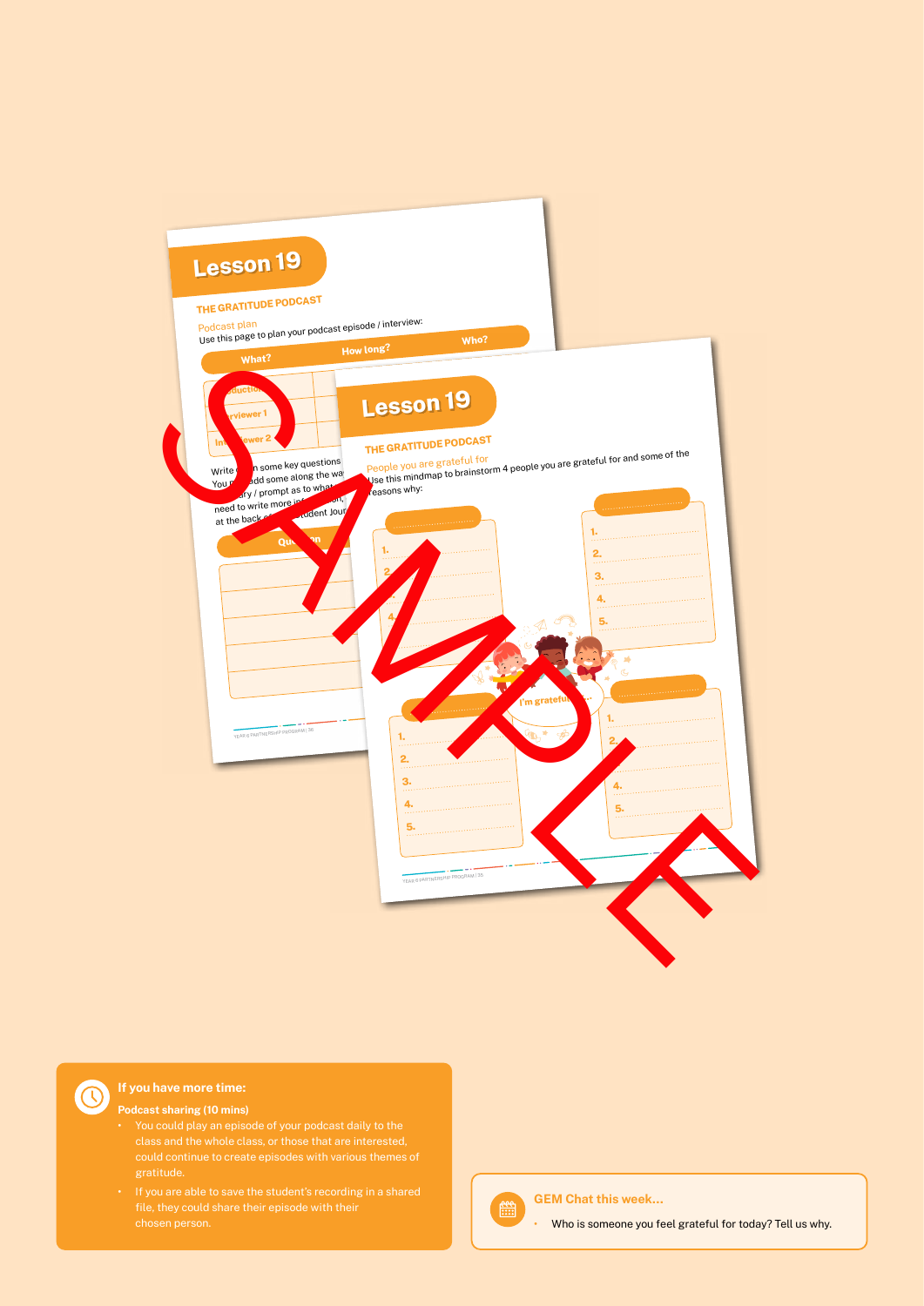# Lesson 19

## THE GRATITUDE PODCAST

Podcast plan

Use this page to plan your podcast episode / interview:

| What? | How long? | Who? |
| --- | --- | --- |
| Introduction | | |
| Interviewer 1 | | |
| Interviewer 2 | | |

Write down some key questions. You may add some along the way ... / prompt as to what ... need to write more ... at the back of ... Student Journal.

| Question |
| --- |
| |
| |
| |
| |
| |

# Lesson 19

## THE GRATITUDE PODCAST

People you are grateful for

Use this mindmap to brainstorm 4 people you are grateful for and some of the reasons why:

I'm grateful ...

1.
2.
3.
4.
5.

1.
2.
3.
4.
5.

1.
2.
3.
4.
5.

1.
2.
3.
4.
5.

SAMPLE

**If you have more time:**

**Podcast sharing (10 mins)**

- You could play an episode of your podcast daily to the class and the whole class, or those that are interested, could continue to create episodes with various themes of gratitude.
- If you are able to save the student's recording in a shared file, they could share their episode with their chosen person.

**GEM Chat this week...**

- Who is someone you feel grateful for today? Tell us why.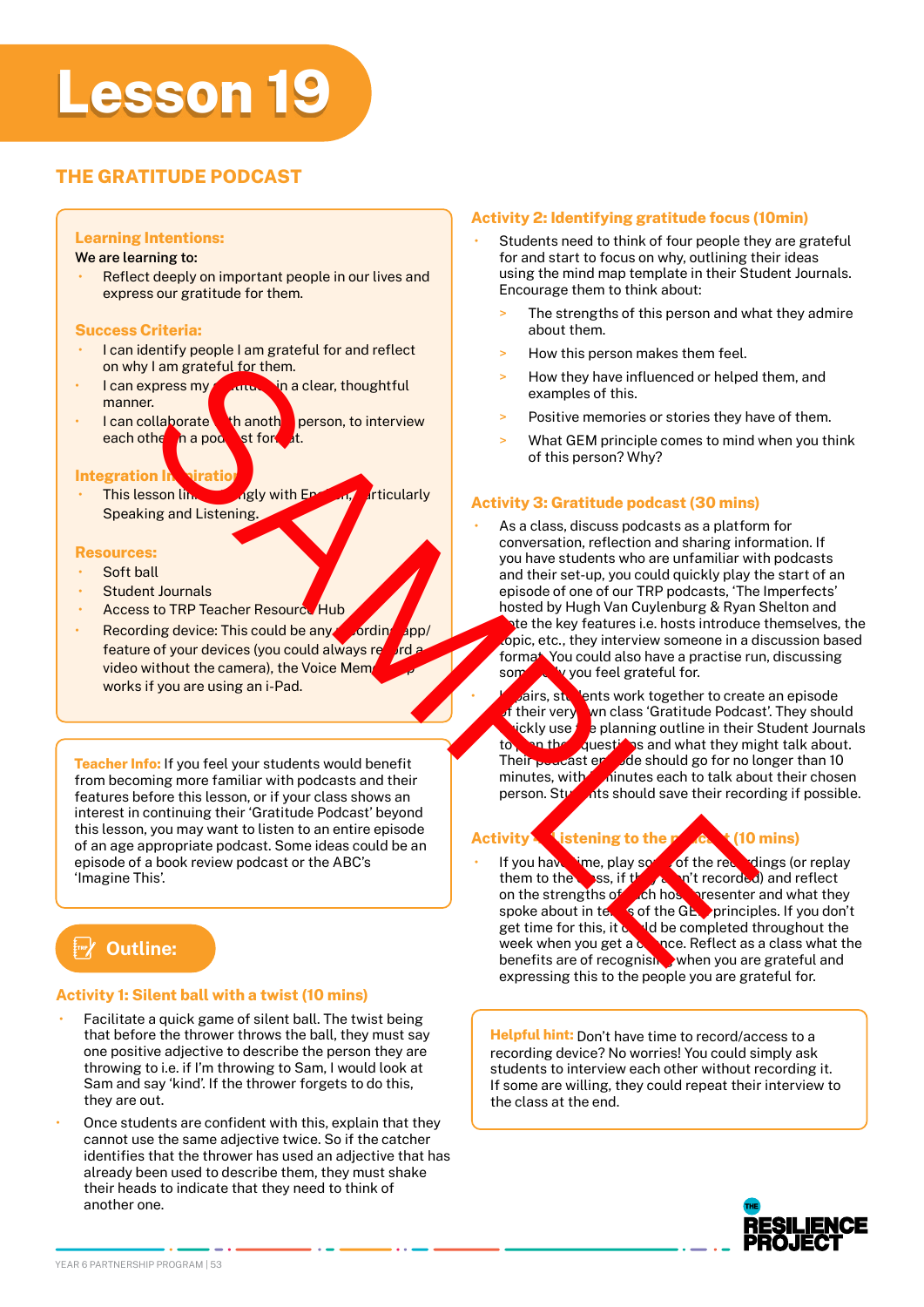# Lesson 19

## THE GRATITUDE PODCAST

### Learning Intentions:

We are learning to:

- Reflect deeply on important people in our lives and express our gratitude for them.

### Success Criteria:

- I can identify people I am grateful for and reflect on why I am grateful for them.
- I can express my gratitude in a clear, thoughtful manner.
- I can collaborate with another person, to interview each other in a podcast format.

### Integration Inspiration:

- This lesson links strongly with English, particularly Speaking and Listening.

### Resources:

- Soft ball
- Student Journals
- Access to TRP Teacher Resource Hub
- Recording device: This could be any recording app/ feature of your devices (you could always record a video without the camera), the Voice Memo app works if you are using an i-Pad.

**Teacher Info:** If you feel your students would benefit from becoming more familiar with podcasts and their features before this lesson, or if your class shows an interest in continuing their 'Gratitude Podcast' beyond this lesson, you may want to listen to an entire episode of an age appropriate podcast. Some ideas could be an episode of a book review podcast or the ABC's 'Imagine This'.

## Outline:

### Activity 1: Silent ball with a twist (10 mins)

- Facilitate a quick game of silent ball. The twist being that before the thrower throws the ball, they must say one positive adjective to describe the person they are throwing to i.e. if I'm throwing to Sam, I would look at Sam and say 'kind'. If the thrower forgets to do this, they are out.
- Once students are confident with this, explain that they cannot use the same adjective twice. So if the catcher identifies that the thrower has used an adjective that has already been used to describe them, they must shake their heads to indicate that they need to think of another one.

### Activity 2: Identifying gratitude focus (10min)

- Students need to think of four people they are grateful for and start to focus on why, outlining their ideas using the mind map template in their Student Journals. Encourage them to think about:
  - The strengths of this person and what they admire about them.
  - How this person makes them feel.
  - How they have influenced or helped them, and examples of this.
  - Positive memories or stories they have of them.
  - What GEM principle comes to mind when you think of this person? Why?

### Activity 3: Gratitude podcast (30 mins)

- As a class, discuss podcasts as a platform for conversation, reflection and sharing information. If you have students who are unfamiliar with podcasts and their set-up, you could quickly play the start of an episode of one of our TRP podcasts, 'The Imperfects' hosted by Hugh Van Cuylenburg & Ryan Shelton and note the key features i.e. hosts introduce themselves, the topic, etc., they interview someone in a discussion based format. You could also have a practise run, discussing someone you feel grateful for.
- In pairs, students work together to create an episode of their very own class 'Gratitude Podcast'. They should quickly use the planning outline in their Student Journals to plan their questions and what they might talk about. Their podcast episode should go for no longer than 10 minutes, with 5 minutes each to talk about their chosen person. Students should save their recording if possible.

### Activity 4: Listening to the podcast (10 mins)

- If you have time, play some of the recordings (or replay them to the class, if they aren't recorded) and reflect on the strengths of each host/presenter and what they spoke about in terms of the GEM principles. If you don't get time for this, it could be completed throughout the week when you get a chance. Reflect as a class what the benefits are of recognising when you are grateful and expressing this to the people you are grateful for.

**Helpful hint:** Don't have time to record/access to a recording device? No worries! You could simply ask students to interview each other without recording it. If some are willing, they could repeat their interview to the class at the end.